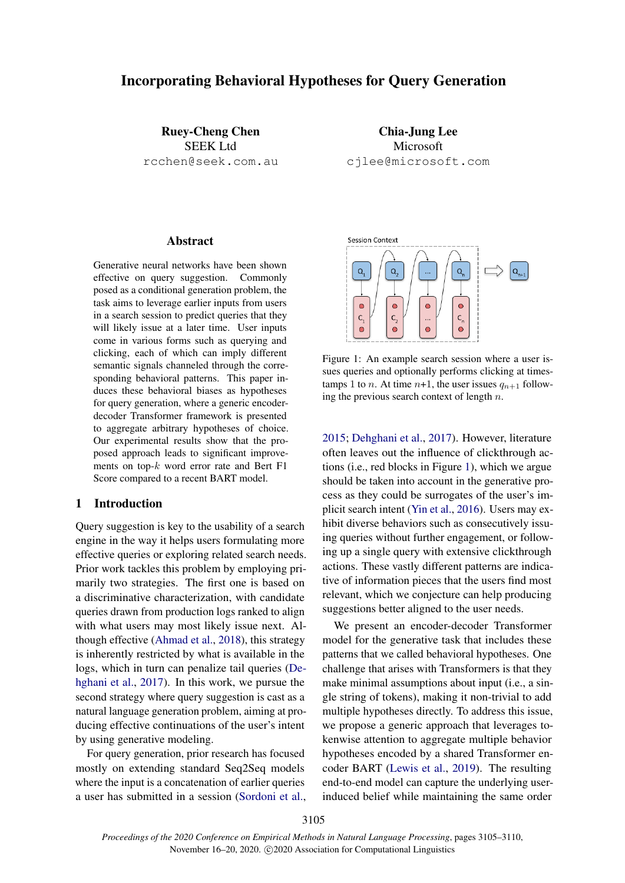# Incorporating Behavioral Hypotheses for Query Generation

**Ruey-Cheng Chen**
SEEK Ltd
rcchen@seek.com.au

**Chia-Jung Lee**
Microsoft
cjlee@microsoft.com

## Abstract

Generative neural networks have been shown effective on query suggestion. Commonly posed as a conditional generation problem, the task aims to leverage earlier inputs from users in a search session to predict queries that they will likely issue at a later time. User inputs come in various forms such as querying and clicking, each of which can imply different semantic signals channeled through the corresponding behavioral patterns. This paper induces these behavioral biases as hypotheses for query generation, where a generic encoder-decoder Transformer framework is presented to aggregate arbitrary hypotheses of choice. Our experimental results show that the proposed approach leads to significant improvements on top-$k$ word error rate and Bert F1 Score compared to a recent BART model.

## 1 Introduction

Query suggestion is key to the usability of a search engine in the way it helps users formulating more effective queries or exploring related search needs. Prior work tackles this problem by employing primarily two strategies. The first one is based on a discriminative characterization, with candidate queries drawn from production logs ranked to align with what users may most likely issue next. Although effective (Ahmad et al., 2018), this strategy is inherently restricted by what is available in the logs, which in turn can penalize tail queries (Dehghani et al., 2017). In this work, we pursue the second strategy where query suggestion is cast as a natural language generation problem, aiming at producing effective continuations of the user's intent by using generative modeling.

For query generation, prior research has focused mostly on extending standard Seq2Seq models where the input is a concatenation of earlier queries a user has submitted in a session (Sordoni et al., 2015; Dehghani et al., 2017). However, literature often leaves out the influence of clickthrough actions (i.e., red blocks in Figure 1), which we argue should be taken into account in the generative process as they could be surrogates of the user's implicit search intent (Yin et al., 2016). Users may exhibit diverse behaviors such as consecutively issuing queries without further engagement, or following up a single query with extensive clickthrough actions. These vastly different patterns are indicative of information pieces that the users find most relevant, which we conjecture can help producing suggestions better aligned to the user needs.

Session Context

$Q_1$ $Q_2$ ... $Q_n$ $Q_{n+1}$

$C_1$ $C_2$ ... $C_n$

Figure 1: An example search session where a user issues queries and optionally performs clicking at timestamps 1 to $n$. At time $n$+1, the user issues $q_{n+1}$ following the previous search context of length $n$.

We present an encoder-decoder Transformer model for the generative task that includes these patterns that we called behavioral hypotheses. One challenge that arises with Transformers is that they make minimal assumptions about input (i.e., a single string of tokens), making it non-trivial to add multiple hypotheses directly. To address this issue, we propose a generic approach that leverages tokenwise attention to aggregate multiple behavior hypotheses encoded by a shared Transformer encoder BART (Lewis et al., 2019). The resulting end-to-end model can capture the underlying user-induced belief while maintaining the same order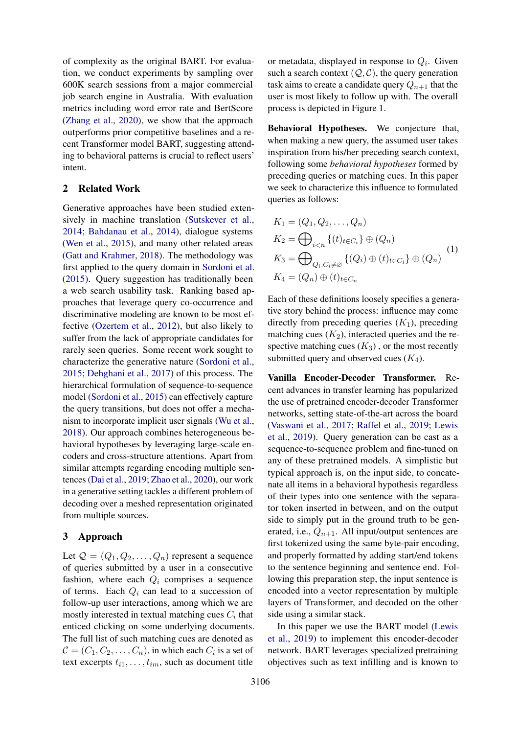of complexity as the original BART. For evaluation, we conduct experiments by sampling over 600K search sessions from a major commercial job search engine in Australia. With evaluation metrics including word error rate and BertScore (Zhang et al., 2020), we show that the approach outperforms prior competitive baselines and a recent Transformer model BART, suggesting attending to behavioral patterns is crucial to reflect users' intent.

## 2 Related Work

Generative approaches have been studied extensively in machine translation (Sutskever et al., 2014; Bahdanau et al., 2014), dialogue systems (Wen et al., 2015), and many other related areas (Gatt and Krahmer, 2018). The methodology was first applied to the query domain in Sordoni et al. (2015). Query suggestion has traditionally been a web search usability task. Ranking based approaches that leverage query co-occurrence and discriminative modeling are known to be most effective (Ozertem et al., 2012), but also likely to suffer from the lack of appropriate candidates for rarely seen queries. Some recent work sought to characterize the generative nature (Sordoni et al., 2015; Dehghani et al., 2017) of this process. The hierarchical formulation of sequence-to-sequence model (Sordoni et al., 2015) can effectively capture the query transitions, but does not offer a mechanism to incorporate implicit user signals (Wu et al., 2018). Our approach combines heterogeneous behavioral hypotheses by leveraging large-scale encoders and cross-structure attentions. Apart from similar attempts regarding encoding multiple sentences (Dai et al., 2019; Zhao et al., 2020), our work in a generative setting tackles a different problem of decoding over a meshed representation originated from multiple sources.

## 3 Approach

Let $\mathcal{Q} = (Q_1, Q_2, \ldots, Q_n)$ represent a sequence of queries submitted by a user in a consecutive fashion, where each $Q_i$ comprises a sequence of terms. Each $Q_i$ can lead to a succession of follow-up user interactions, among which we are mostly interested in textual matching cues $C_i$ that enticed clicking on some underlying documents. The full list of such matching cues are denoted as $\mathcal{C} = (C_1, C_2, \ldots, C_n)$, in which each $C_i$ is a set of text excerpts $t_{i1}, \ldots, t_{im}$, such as document title or metadata, displayed in response to $Q_i$. Given such a search context $(\mathcal{Q}, \mathcal{C})$, the query generation task aims to create a candidate query $Q_{n+1}$ that the user is most likely to follow up with. The overall process is depicted in Figure 1.

**Behavioral Hypotheses.** We conjecture that, when making a new query, the assumed user takes inspiration from his/her preceding search context, following some *behavioral hypotheses* formed by preceding queries or matching cues. In this paper we seek to characterize this influence to formulated queries as follows:

$$
\begin{aligned}
K_1 &= (Q_1, Q_2, \ldots, Q_n) \\
K_2 &= \bigoplus_{i<n} \{(t)_{t \in C_i}\} \oplus (Q_n) \\
K_3 &= \bigoplus_{Q_i : C_i \neq \varnothing} \{(Q_i) \oplus (t)_{t \in C_i}\} \oplus (Q_n) \\
K_4 &= (Q_n) \oplus (t)_{t \in C_n}
\end{aligned}
\tag{1}
$$

Each of these definitions loosely specifies a generative story behind the process: influence may come directly from preceding queries ($K_1$), preceding matching cues ($K_2$), interacted queries and the respective matching cues ($K_3$) , or the most recently submitted query and observed cues ($K_4$).

**Vanilla Encoder-Decoder Transformer.** Recent advances in transfer learning has popularized the use of pretrained encoder-decoder Transformer networks, setting state-of-the-art across the board (Vaswani et al., 2017; Raffel et al., 2019; Lewis et al., 2019). Query generation can be cast as a sequence-to-sequence problem and fine-tuned on any of these pretrained models. A simplistic but typical approach is, on the input side, to concatenate all items in a behavioral hypothesis regardless of their types into one sentence with the separator token inserted in between, and on the output side to simply put in the ground truth to be generated, i.e., $Q_{n+1}$. All input/output sentences are first tokenized using the same byte-pair encoding, and properly formatted by adding start/end tokens to the sentence beginning and sentence end. Following this preparation step, the input sentence is encoded into a vector representation by multiple layers of Transformer, and decoded on the other side using a similar stack.

In this paper we use the BART model (Lewis et al., 2019) to implement this encoder-decoder network. BART leverages specialized pretraining objectives such as text infilling and is known to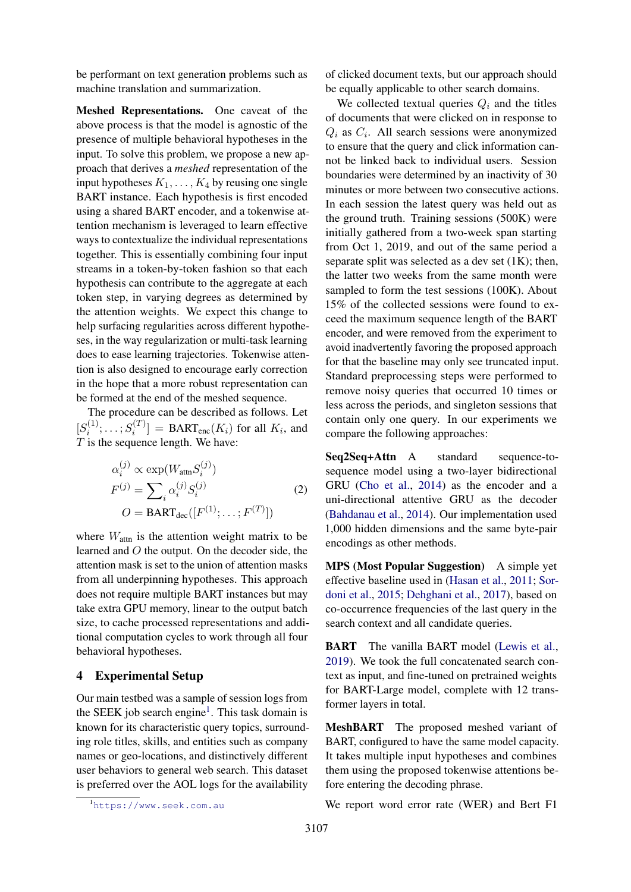be performant on text generation problems such as machine translation and summarization.

**Meshed Representations.** One caveat of the above process is that the model is agnostic of the presence of multiple behavioral hypotheses in the input. To solve this problem, we propose a new approach that derives a *meshed* representation of the input hypotheses $K_1, \ldots, K_4$ by reusing one single BART instance. Each hypothesis is first encoded using a shared BART encoder, and a tokenwise attention mechanism is leveraged to learn effective ways to contextualize the individual representations together. This is essentially combining four input streams in a token-by-token fashion so that each hypothesis can contribute to the aggregate at each token step, in varying degrees as determined by the attention weights. We expect this change to help surfacing regularities across different hypotheses, in the way regularization or multi-task learning does to ease learning trajectories. Tokenwise attention is also designed to encourage early correction in the hope that a more robust representation can be formed at the end of the meshed sequence.

The procedure can be described as follows. Let $[S_i^{(1)}; \ldots; S_i^{(T)}] = \text{BART}_{\text{enc}}(K_i)$ for all $K_i$, and $T$ is the sequence length. We have:

$$
\begin{aligned}
\alpha_i^{(j)} &\propto \exp(W_{\text{attn}} S_i^{(j)}) \\
F^{(j)} &= \sum_i \alpha_i^{(j)} S_i^{(j)} \\
O &= \text{BART}_{\text{dec}}([F^{(1)}; \ldots; F^{(T)}])
\end{aligned}
\tag{2}
$$

where $W_{\text{attn}}$ is the attention weight matrix to be learned and $O$ the output. On the decoder side, the attention mask is set to the union of attention masks from all underpinning hypotheses. This approach does not require multiple BART instances but may take extra GPU memory, linear to the output batch size, to cache processed representations and additional computation cycles to work through all four behavioral hypotheses.

## 4 Experimental Setup

Our main testbed was a sample of session logs from the SEEK job search engine[1]. This task domain is known for its characteristic query topics, surrounding role titles, skills, and entities such as company names or geo-locations, and distinctively different user behaviors to general web search. This dataset is preferred over the AOL logs for the availability of clicked document texts, but our approach should be equally applicable to other search domains.

[1] https://www.seek.com.au

We collected textual queries $Q_i$ and the titles of documents that were clicked on in response to $Q_i$ as $C_i$. All search sessions were anonymized to ensure that the query and click information cannot be linked back to individual users. Session boundaries were determined by an inactivity of 30 minutes or more between two consecutive actions. In each session the latest query was held out as the ground truth. Training sessions (500K) were initially gathered from a two-week span starting from Oct 1, 2019, and out of the same period a separate split was selected as a dev set (1K); then, the latter two weeks from the same month were sampled to form the test sessions (100K). About 15% of the collected sessions were found to exceed the maximum sequence length of the BART encoder, and were removed from the experiment to avoid inadvertently favoring the proposed approach for that the baseline may only see truncated input. Standard preprocessing steps were performed to remove noisy queries that occurred 10 times or less across the periods, and singleton sessions that contain only one query. In our experiments we compare the following approaches:

**Seq2Seq+Attn** A standard sequence-to-sequence model using a two-layer bidirectional GRU (Cho et al., 2014) as the encoder and a uni-directional attentive GRU as the decoder (Bahdanau et al., 2014). Our implementation used 1,000 hidden dimensions and the same byte-pair encodings as other methods.

**MPS (Most Popular Suggestion)** A simple yet effective baseline used in (Hasan et al., 2011; Sordoni et al., 2015; Dehghani et al., 2017), based on co-occurrence frequencies of the last query in the search context and all candidate queries.

**BART** The vanilla BART model (Lewis et al., 2019). We took the full concatenated search context as input, and fine-tuned on pretrained weights for BART-Large model, complete with 12 transformer layers in total.

**MeshBART** The proposed meshed variant of BART, configured to have the same model capacity. It takes multiple input hypotheses and combines them using the proposed tokenwise attentions before entering the decoding phrase.

We report word error rate (WER) and Bert F1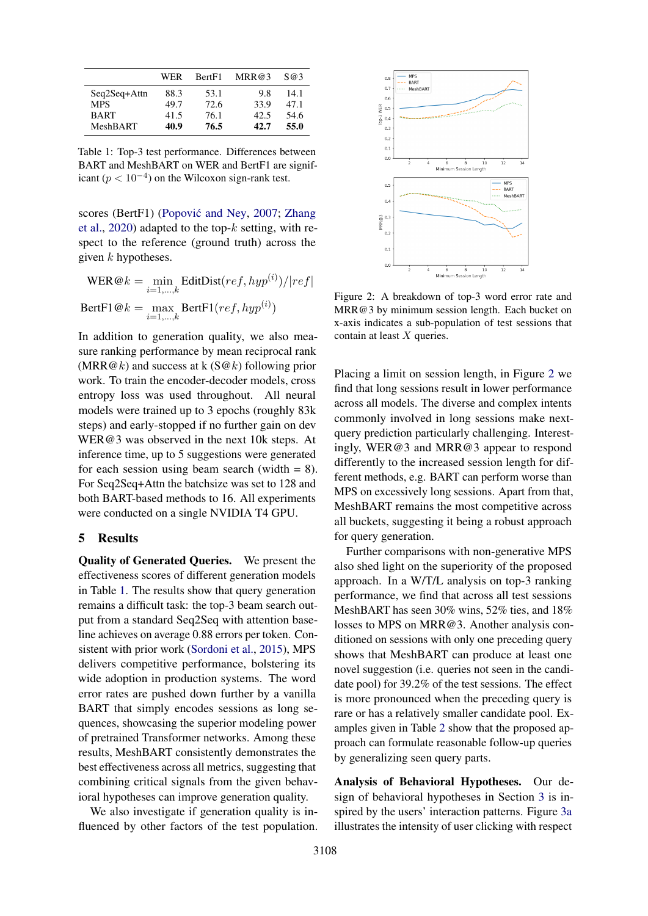| | WER | BertF1 | MRR@3 | S@3 |
|---|---|---|---|---|
| Seq2Seq+Attn | 88.3 | 53.1 | 9.8 | 14.1 |
| MPS | 49.7 | 72.6 | 33.9 | 47.1 |
| BART | 41.5 | 76.1 | 42.5 | 54.6 |
| MeshBART | **40.9** | **76.5** | **42.7** | **55.0** |

Table 1: Top-3 test performance. Differences between BART and MeshBART on WER and BertF1 are significant ($p < 10^{-4}$) on the Wilcoxon sign-rank test.

scores (BertF1) (Popović and Ney, 2007; Zhang et al., 2020) adapted to the top-$k$ setting, with respect to the reference (ground truth) across the given $k$ hypotheses.

$$\text{WER@}k = \min_{i=1,\dots,k} \text{EditDist}(ref, hyp^{(i)})/|ref|$$

$$\text{BertF1@}k = \max_{i=1,\dots,k} \text{BertF1}(ref, hyp^{(i)})$$

In addition to generation quality, we also measure ranking performance by mean reciprocal rank (MRR@$k$) and success at k (S@$k$) following prior work. To train the encoder-decoder models, cross entropy loss was used throughout. All neural models were trained up to 3 epochs (roughly 83k steps) and early-stopped if no further gain on dev WER@3 was observed in the next 10k steps. At inference time, up to 5 suggestions were generated for each session using beam search (width = 8). For Seq2Seq+Attn the batchsize was set to 128 and both BART-based methods to 16. All experiments were conducted on a single NVIDIA T4 GPU.

## 5 Results

**Quality of Generated Queries.** We present the effectiveness scores of different generation models in Table 1. The results show that query generation remains a difficult task: the top-3 beam search output from a standard Seq2Seq with attention baseline achieves on average 0.88 errors per token. Consistent with prior work (Sordoni et al., 2015), MPS delivers competitive performance, bolstering its wide adoption in production systems. The word error rates are pushed down further by a vanilla BART that simply encodes sessions as long sequences, showcasing the superior modeling power of pretrained Transformer networks. Among these results, MeshBART consistently demonstrates the best effectiveness across all metrics, suggesting that combining critical signals from the given behavioral hypotheses can improve generation quality.

We also investigate if generation quality is influenced by other factors of the test population.

MPS
BART
MeshBART
Top-3 WER
0.0
0.1
0.2
0.3
0.4
0.5
0.6
0.7
0.8
2
4
6
8
10
12
14
Minimum Session Length

MPS
BART
MeshBART
MRR@3
0.0
0.1
0.2
0.3
0.4
0.5
2
4
6
8
10
12
14
Minimum Session Length

Figure 2: A breakdown of top-3 word error rate and MRR@3 by minimum session length. Each bucket on x-axis indicates a sub-population of test sessions that contain at least $X$ queries.

Placing a limit on session length, in Figure 2 we find that long sessions result in lower performance across all models. The diverse and complex intents commonly involved in long sessions make next-query prediction particularly challenging. Interestingly, WER@3 and MRR@3 appear to respond differently to the increased session length for different methods, e.g. BART can perform worse than MPS on excessively long sessions. Apart from that, MeshBART remains the most competitive across all buckets, suggesting it being a robust approach for query generation.

Further comparisons with non-generative MPS also shed light on the superiority of the proposed approach. In a W/T/L analysis on top-3 ranking performance, we find that across all test sessions MeshBART has seen 30% wins, 52% ties, and 18% losses to MPS on MRR@3. Another analysis conditioned on sessions with only one preceding query shows that MeshBART can produce at least one novel suggestion (i.e. queries not seen in the candidate pool) for 39.2% of the test sessions. The effect is more pronounced when the preceding query is rare or has a relatively smaller candidate pool. Examples given in Table 2 show that the proposed approach can formulate reasonable follow-up queries by generalizing seen query parts.

**Analysis of Behavioral Hypotheses.** Our design of behavioral hypotheses in Section 3 is inspired by the users' interaction patterns. Figure 3a illustrates the intensity of user clicking with respect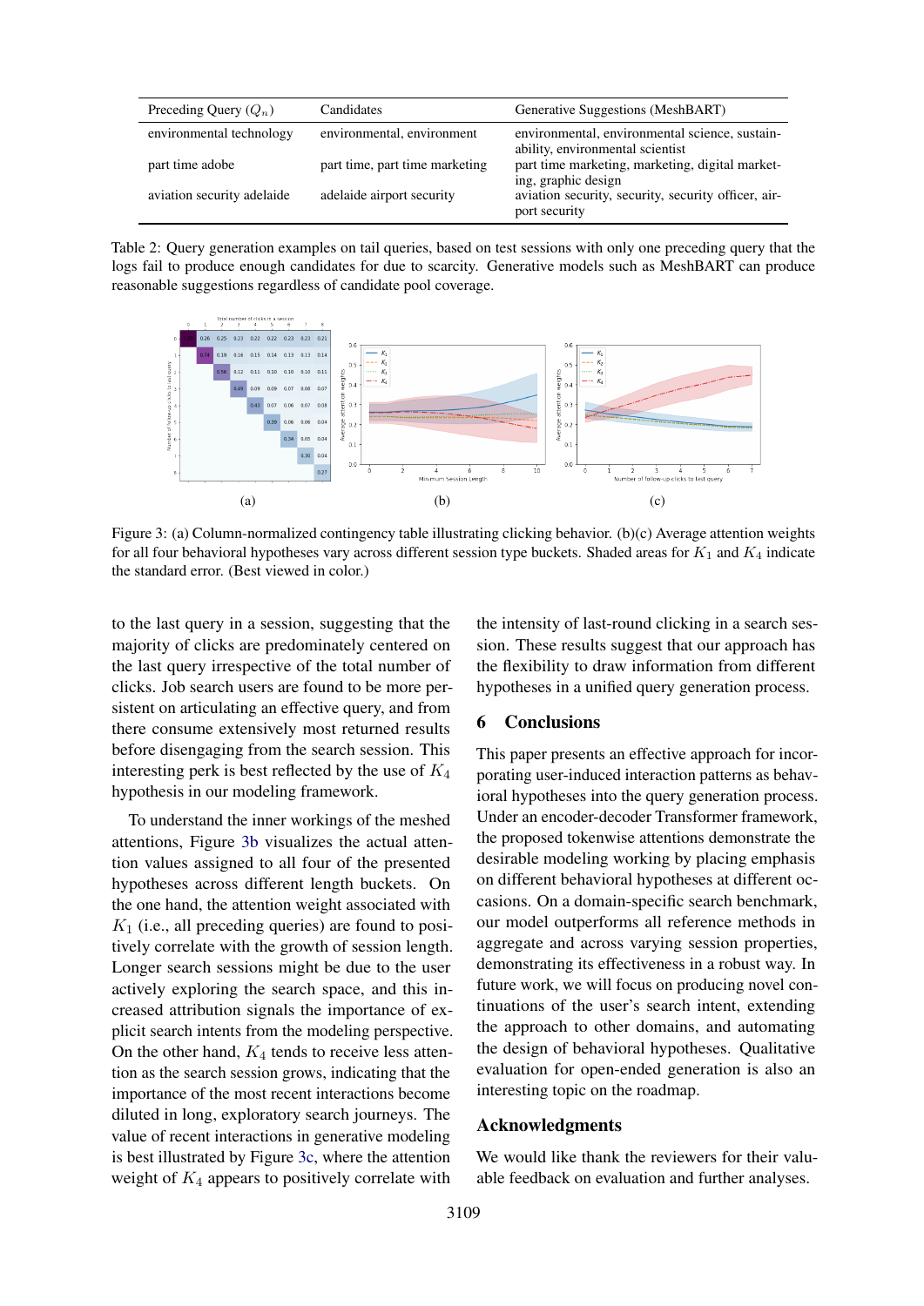| Preceding Query ($Q_n$) | Candidates | Generative Suggestions (MeshBART) |
|---|---|---|
| environmental technology | environmental, environment | environmental, environmental science, sustainability, environmental scientist |
| part time adobe | part time, part time marketing | part time marketing, marketing, digital marketing, graphic design |
| aviation security adelaide | adelaide airport security | aviation security, security, security officer, airport security |

Table 2: Query generation examples on tail queries, based on test sessions with only one preceding query that the logs fail to produce enough candidates for due to scarcity. Generative models such as MeshBART can produce reasonable suggestions regardless of candidate pool coverage.

Figure 3: (a) Column-normalized contingency table illustrating clicking behavior. (b)(c) Average attention weights for all four behavioral hypotheses vary across different session type buckets. Shaded areas for $K_1$ and $K_4$ indicate the standard error. (Best viewed in color.)

to the last query in a session, suggesting that the majority of clicks are predominately centered on the last query irrespective of the total number of clicks. Job search users are found to be more persistent on articulating an effective query, and from there consume extensively most returned results before disengaging from the search session. This interesting perk is best reflected by the use of $K_4$ hypothesis in our modeling framework.

To understand the inner workings of the meshed attentions, Figure 3b visualizes the actual attention values assigned to all four of the presented hypotheses across different length buckets. On the one hand, the attention weight associated with $K_1$ (i.e., all preceding queries) are found to positively correlate with the growth of session length. Longer search sessions might be due to the user actively exploring the search space, and this increased attribution signals the importance of explicit search intents from the modeling perspective. On the other hand, $K_4$ tends to receive less attention as the search session grows, indicating that the importance of the most recent interactions become diluted in long, exploratory search journeys. The value of recent interactions in generative modeling is best illustrated by Figure 3c, where the attention weight of $K_4$ appears to positively correlate with the intensity of last-round clicking in a search session. These results suggest that our approach has the flexibility to draw information from different hypotheses in a unified query generation process.

## 6 Conclusions

This paper presents an effective approach for incorporating user-induced interaction patterns as behavioral hypotheses into the query generation process. Under an encoder-decoder Transformer framework, the proposed tokenwise attentions demonstrate the desirable modeling working by placing emphasis on different behavioral hypotheses at different occasions. On a domain-specific search benchmark, our model outperforms all reference methods in aggregate and across varying session properties, demonstrating its effectiveness in a robust way. In future work, we will focus on producing novel continuations of the user's search intent, extending the approach to other domains, and automating the design of behavioral hypotheses. Qualitative evaluation for open-ended generation is also an interesting topic on the roadmap.

## Acknowledgments

We would like thank the reviewers for their valuable feedback on evaluation and further analyses.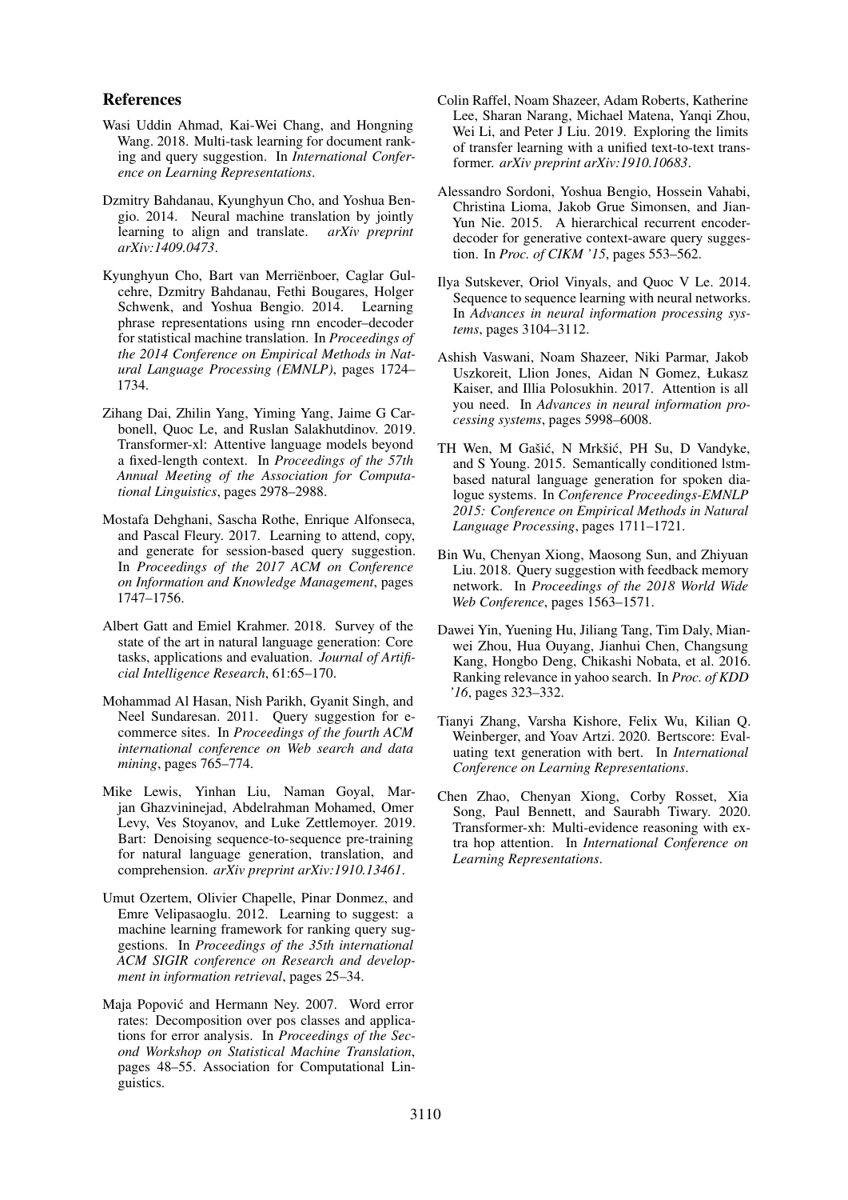## References

Wasi Uddin Ahmad, Kai-Wei Chang, and Hongning Wang. 2018. Multi-task learning for document ranking and query suggestion. In *International Conference on Learning Representations*.

Dzmitry Bahdanau, Kyunghyun Cho, and Yoshua Bengio. 2014. Neural machine translation by jointly learning to align and translate. *arXiv preprint arXiv:1409.0473*.

Kyunghyun Cho, Bart van Merriënboer, Caglar Gulcehre, Dzmitry Bahdanau, Fethi Bougares, Holger Schwenk, and Yoshua Bengio. 2014. Learning phrase representations using rnn encoder–decoder for statistical machine translation. In *Proceedings of the 2014 Conference on Empirical Methods in Natural Language Processing (EMNLP)*, pages 1724–1734.

Zihang Dai, Zhilin Yang, Yiming Yang, Jaime G Carbonell, Quoc Le, and Ruslan Salakhutdinov. 2019. Transformer-xl: Attentive language models beyond a fixed-length context. In *Proceedings of the 57th Annual Meeting of the Association for Computational Linguistics*, pages 2978–2988.

Mostafa Dehghani, Sascha Rothe, Enrique Alfonseca, and Pascal Fleury. 2017. Learning to attend, copy, and generate for session-based query suggestion. In *Proceedings of the 2017 ACM on Conference on Information and Knowledge Management*, pages 1747–1756.

Albert Gatt and Emiel Krahmer. 2018. Survey of the state of the art in natural language generation: Core tasks, applications and evaluation. *Journal of Artificial Intelligence Research*, 61:65–170.

Mohammad Al Hasan, Nish Parikh, Gyanit Singh, and Neel Sundaresan. 2011. Query suggestion for e-commerce sites. In *Proceedings of the fourth ACM international conference on Web search and data mining*, pages 765–774.

Mike Lewis, Yinhan Liu, Naman Goyal, Marjan Ghazvininejad, Abdelrahman Mohamed, Omer Levy, Ves Stoyanov, and Luke Zettlemoyer. 2019. Bart: Denoising sequence-to-sequence pre-training for natural language generation, translation, and comprehension. *arXiv preprint arXiv:1910.13461*.

Umut Ozertem, Olivier Chapelle, Pinar Donmez, and Emre Velipasaoglu. 2012. Learning to suggest: a machine learning framework for ranking query suggestions. In *Proceedings of the 35th international ACM SIGIR conference on Research and development in information retrieval*, pages 25–34.

Maja Popović and Hermann Ney. 2007. Word error rates: Decomposition over pos classes and applications for error analysis. In *Proceedings of the Second Workshop on Statistical Machine Translation*, pages 48–55. Association for Computational Linguistics.

Colin Raffel, Noam Shazeer, Adam Roberts, Katherine Lee, Sharan Narang, Michael Matena, Yanqi Zhou, Wei Li, and Peter J Liu. 2019. Exploring the limits of transfer learning with a unified text-to-text transformer. *arXiv preprint arXiv:1910.10683*.

Alessandro Sordoni, Yoshua Bengio, Hossein Vahabi, Christina Lioma, Jakob Grue Simonsen, and Jian-Yun Nie. 2015. A hierarchical recurrent encoder-decoder for generative context-aware query suggestion. In *Proc. of CIKM '15*, pages 553–562.

Ilya Sutskever, Oriol Vinyals, and Quoc V Le. 2014. Sequence to sequence learning with neural networks. In *Advances in neural information processing systems*, pages 3104–3112.

Ashish Vaswani, Noam Shazeer, Niki Parmar, Jakob Uszkoreit, Llion Jones, Aidan N Gomez, Łukasz Kaiser, and Illia Polosukhin. 2017. Attention is all you need. In *Advances in neural information processing systems*, pages 5998–6008.

TH Wen, M Gašić, N Mrkšić, PH Su, D Vandyke, and S Young. 2015. Semantically conditioned lstm-based natural language generation for spoken dialogue systems. In *Conference Proceedings-EMNLP 2015: Conference on Empirical Methods in Natural Language Processing*, pages 1711–1721.

Bin Wu, Chenyan Xiong, Maosong Sun, and Zhiyuan Liu. 2018. Query suggestion with feedback memory network. In *Proceedings of the 2018 World Wide Web Conference*, pages 1563–1571.

Dawei Yin, Yuening Hu, Jiliang Tang, Tim Daly, Mianwei Zhou, Hua Ouyang, Jianhui Chen, Changsung Kang, Hongbo Deng, Chikashi Nobata, et al. 2016. Ranking relevance in yahoo search. In *Proc. of KDD '16*, pages 323–332.

Tianyi Zhang, Varsha Kishore, Felix Wu, Kilian Q. Weinberger, and Yoav Artzi. 2020. Bertscore: Evaluating text generation with bert. In *International Conference on Learning Representations*.

Chen Zhao, Chenyan Xiong, Corby Rosset, Xia Song, Paul Bennett, and Saurabh Tiwary. 2020. Transformer-xh: Multi-evidence reasoning with extra hop attention. In *International Conference on Learning Representations*.